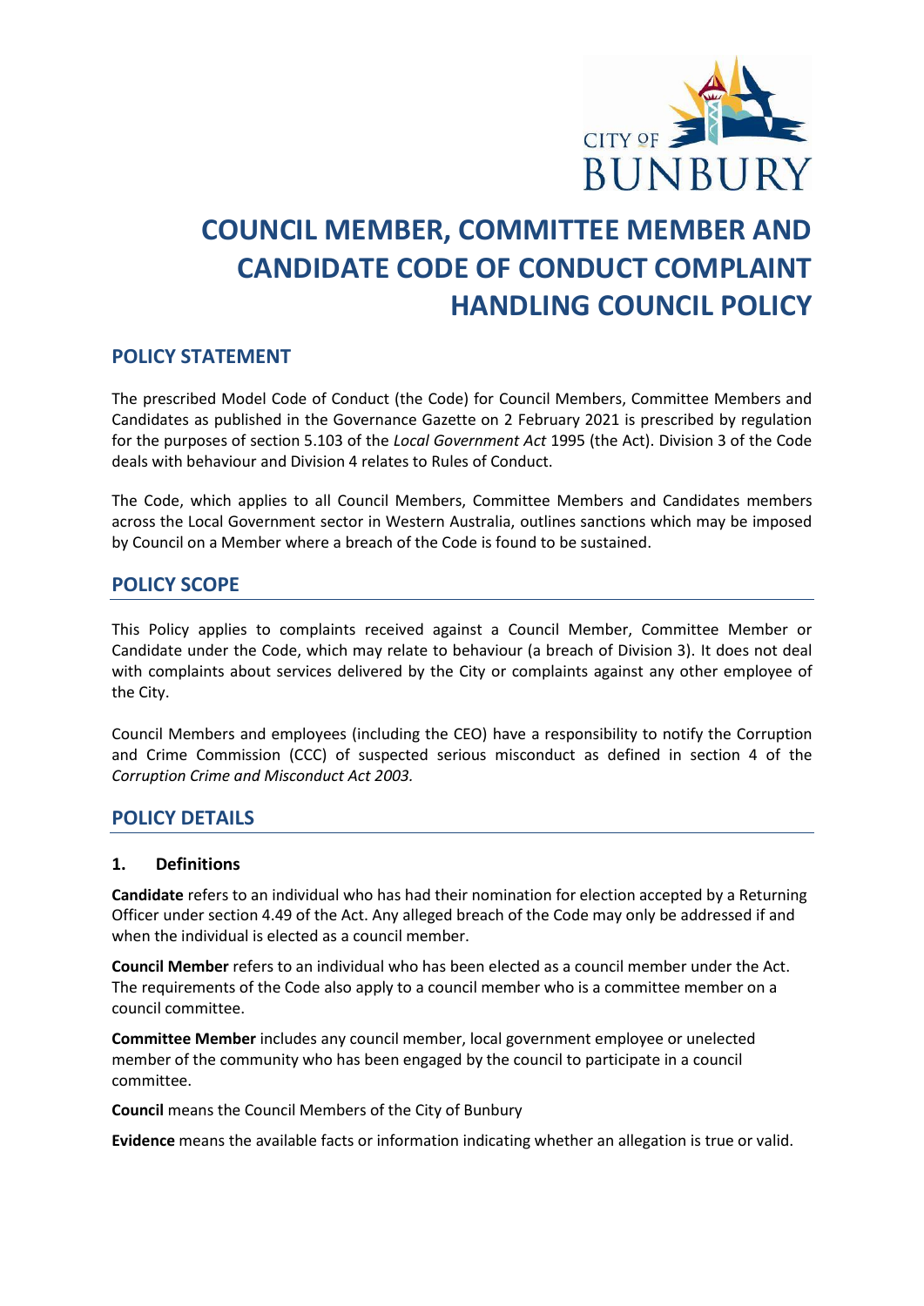# COUNCIL MEMBER, COMMITTEE MEMBER AND CANDIDATE CODE OF CONDUCT COMPLAINT HANDLING COUNCIL POLICY

## POLICY STATEMENT

The prescribed Model Code of Conduct (the Code) for Council Members, Committee Members and Candidates as published in the Governance Gazette on 2 February 2021 is prescribed by regulation for the purposes of section 5.103 of the *Local Government Act* 1995 (the Act). Division 3 of the Code deals with behaviour and Division 4 relates to Rules of Conduct.

The Code, which applies to all Council Members, Committee Members and Candidates members across the Local Government sector in Western Australia, outlines sanctions which may be imposed by Council on a Member where a breach of the Code is found to be sustained.

## POLICY SCOPE

This Policy applies to complaints received against a Council Member, Committee Member or Candidate under the Code, which may relate to behaviour (a breach of Division 3). It does not deal with complaints about services delivered by the City or complaints against any other employee of the City.

Council Members and employees (including the CEO) have a responsibility to notify the Corruption and Crime Commission (CCC) of suspected serious misconduct as defined in section 4 of the *Corruption Crime and Misconduct Act 2003.*

## POLICY DETAILS

### 1. Definitions

**Candidate** refers to an individual who has had their nomination for election accepted by a Returning Officer under section 4.49 of the Act. Any alleged breach of the Code may only be addressed if and when the individual is elected as a council member.

**Council Member** refers to an individual who has been elected as a council member under the Act. The requirements of the Code also apply to a council member who is a committee member on a council committee.

**Committee Member** includes any council member, local government employee or unelected member of the community who has been engaged by the council to participate in a council committee.

**Council** means the Council Members of the City of Bunbury

**Evidence** means the available facts or information indicating whether an allegation is true or valid.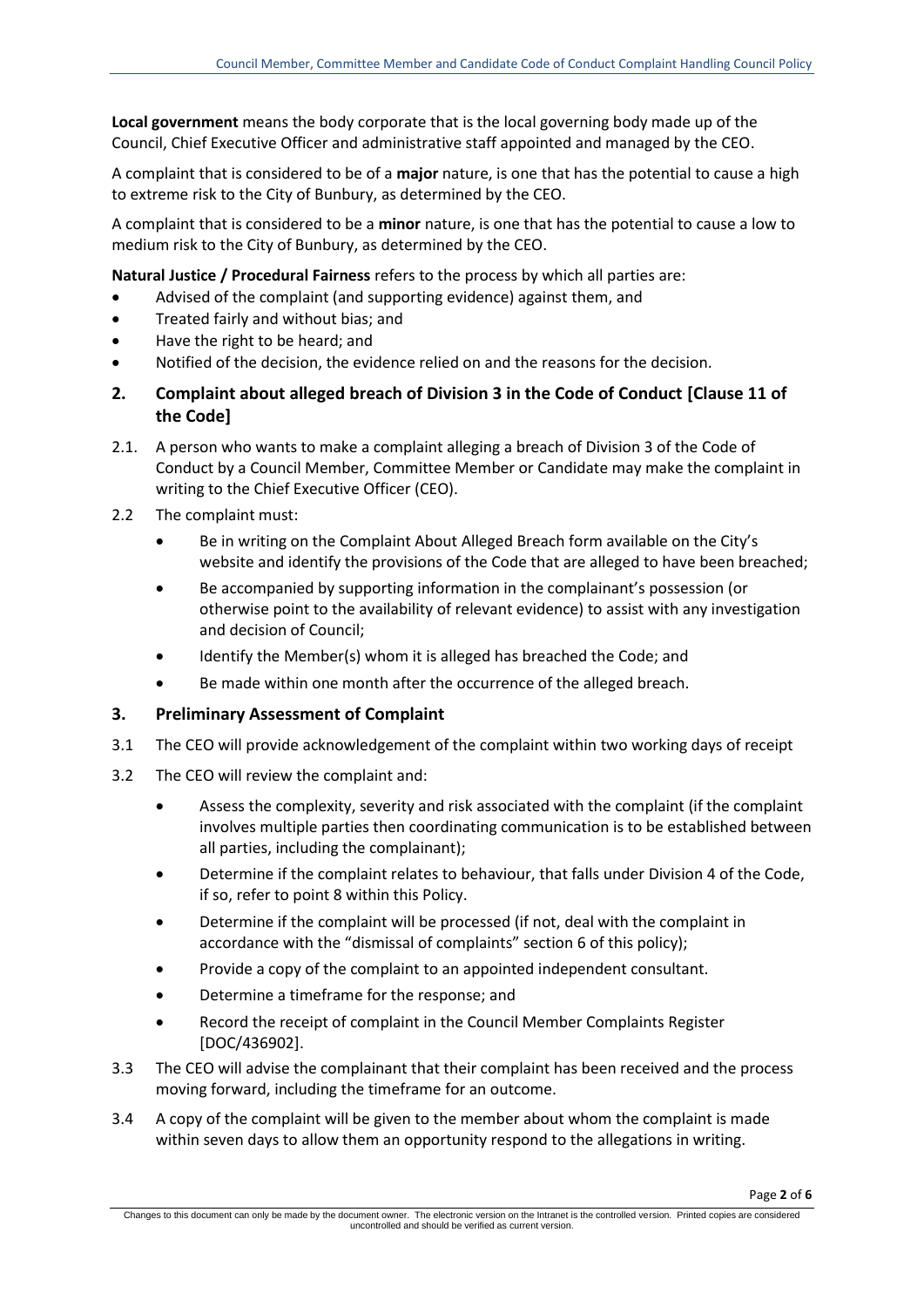**Local government** means the body corporate that is the local governing body made up of the Council, Chief Executive Officer and administrative staff appointed and managed by the CEO.

A complaint that is considered to be of a **major** nature, is one that has the potential to cause a high to extreme risk to the City of Bunbury, as determined by the CEO.

A complaint that is considered to be a **minor** nature, is one that has the potential to cause a low to medium risk to the City of Bunbury, as determined by the CEO.

**Natural Justice / Procedural Fairness** refers to the process by which all parties are:

- Advised of the complaint (and supporting evidence) against them, and
- Treated fairly and without bias; and
- Have the right to be heard; and
- Notified of the decision, the evidence relied on and the reasons for the decision.

## 2. Complaint about alleged breach of Division 3 in the Code of Conduct [Clause 11 of the Code]

2.1. A person who wants to make a complaint alleging a breach of Division 3 of the Code of Conduct by a Council Member, Committee Member or Candidate may make the complaint in writing to the Chief Executive Officer (CEO).

2.2 The complaint must:

- Be in writing on the Complaint About Alleged Breach form available on the City's website and identify the provisions of the Code that are alleged to have been breached;
- Be accompanied by supporting information in the complainant's possession (or otherwise point to the availability of relevant evidence) to assist with any investigation and decision of Council;
- Identify the Member(s) whom it is alleged has breached the Code; and
- Be made within one month after the occurrence of the alleged breach.

## 3. Preliminary Assessment of Complaint

3.1 The CEO will provide acknowledgement of the complaint within two working days of receipt

3.2 The CEO will review the complaint and:

- Assess the complexity, severity and risk associated with the complaint (if the complaint involves multiple parties then coordinating communication is to be established between all parties, including the complainant);
- Determine if the complaint relates to behaviour, that falls under Division 4 of the Code, if so, refer to point 8 within this Policy.
- Determine if the complaint will be processed (if not, deal with the complaint in accordance with the "dismissal of complaints" section 6 of this policy);
- Provide a copy of the complaint to an appointed independent consultant.
- Determine a timeframe for the response; and
- Record the receipt of complaint in the Council Member Complaints Register [DOC/436902].

3.3 The CEO will advise the complainant that their complaint has been received and the process moving forward, including the timeframe for an outcome.

3.4 A copy of the complaint will be given to the member about whom the complaint is made within seven days to allow them an opportunity respond to the allegations in writing.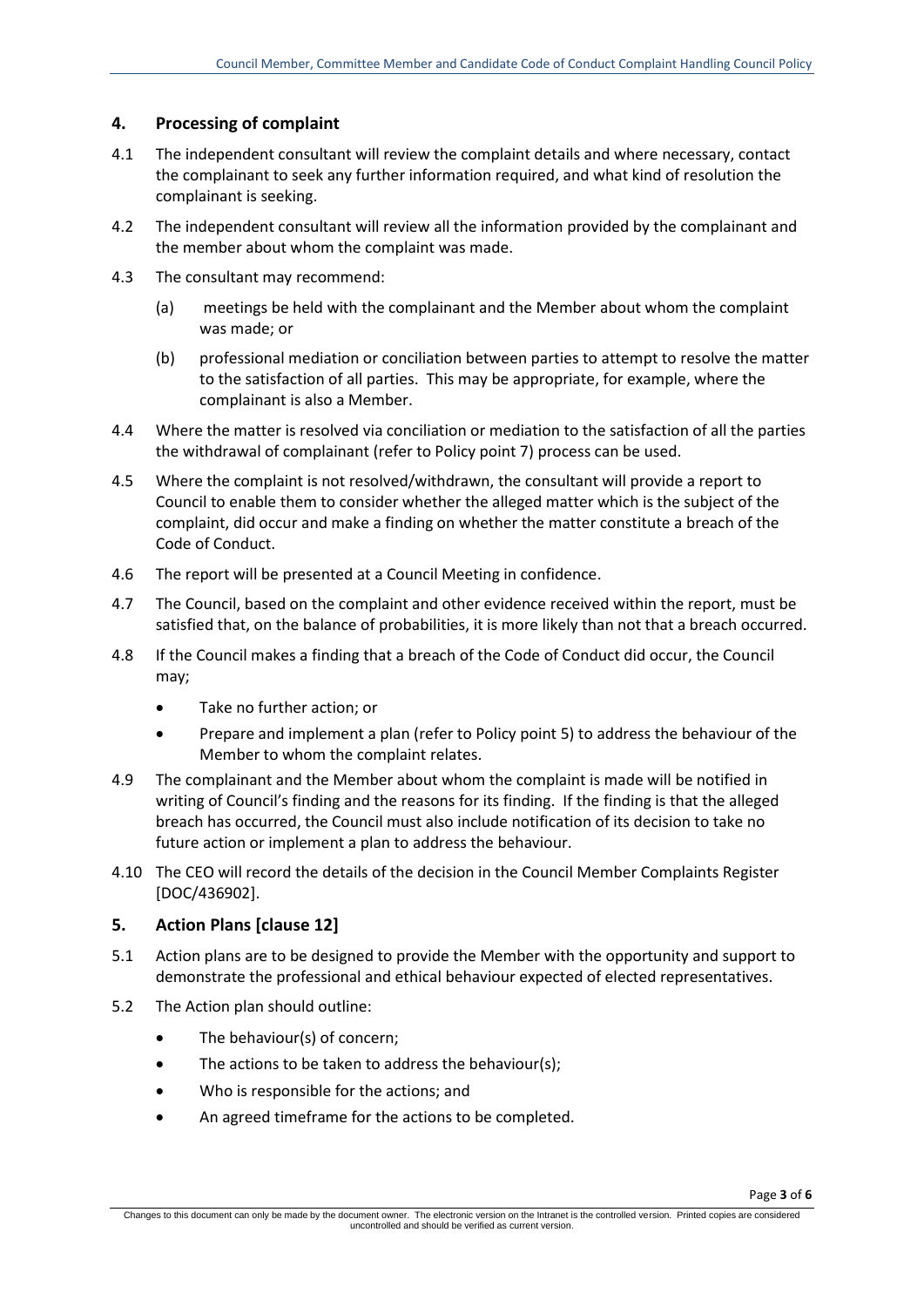## 4. Processing of complaint

4.1 The independent consultant will review the complaint details and where necessary, contact the complainant to seek any further information required, and what kind of resolution the complainant is seeking.

4.2 The independent consultant will review all the information provided by the complainant and the member about whom the complaint was made.

4.3 The consultant may recommend:

(a) meetings be held with the complainant and the Member about whom the complaint was made; or

(b) professional mediation or conciliation between parties to attempt to resolve the matter to the satisfaction of all parties. This may be appropriate, for example, where the complainant is also a Member.

4.4 Where the matter is resolved via conciliation or mediation to the satisfaction of all the parties the withdrawal of complainant (refer to Policy point 7) process can be used.

4.5 Where the complaint is not resolved/withdrawn, the consultant will provide a report to Council to enable them to consider whether the alleged matter which is the subject of the complaint, did occur and make a finding on whether the matter constitute a breach of the Code of Conduct.

4.6 The report will be presented at a Council Meeting in confidence.

4.7 The Council, based on the complaint and other evidence received within the report, must be satisfied that, on the balance of probabilities, it is more likely than not that a breach occurred.

4.8 If the Council makes a finding that a breach of the Code of Conduct did occur, the Council may;

- Take no further action; or
- Prepare and implement a plan (refer to Policy point 5) to address the behaviour of the Member to whom the complaint relates.

4.9 The complainant and the Member about whom the complaint is made will be notified in writing of Council's finding and the reasons for its finding. If the finding is that the alleged breach has occurred, the Council must also include notification of its decision to take no future action or implement a plan to address the behaviour.

4.10 The CEO will record the details of the decision in the Council Member Complaints Register [DOC/436902].

## 5. Action Plans [clause 12]

5.1 Action plans are to be designed to provide the Member with the opportunity and support to demonstrate the professional and ethical behaviour expected of elected representatives.

5.2 The Action plan should outline:

- The behaviour(s) of concern;
- The actions to be taken to address the behaviour(s);
- Who is responsible for the actions; and
- An agreed timeframe for the actions to be completed.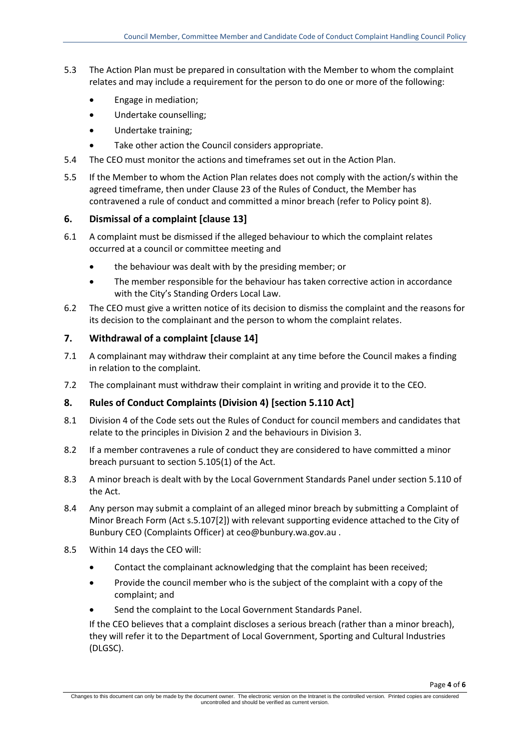5.3 The Action Plan must be prepared in consultation with the Member to whom the complaint relates and may include a requirement for the person to do one or more of the following:

- Engage in mediation;
- Undertake counselling;
- Undertake training;
- Take other action the Council considers appropriate.

5.4 The CEO must monitor the actions and timeframes set out in the Action Plan.

5.5 If the Member to whom the Action Plan relates does not comply with the action/s within the agreed timeframe, then under Clause 23 of the Rules of Conduct, the Member has contravened a rule of conduct and committed a minor breach (refer to Policy point 8).

## 6. Dismissal of a complaint [clause 13]

6.1 A complaint must be dismissed if the alleged behaviour to which the complaint relates occurred at a council or committee meeting and

- the behaviour was dealt with by the presiding member; or
- The member responsible for the behaviour has taken corrective action in accordance with the City's Standing Orders Local Law.

6.2 The CEO must give a written notice of its decision to dismiss the complaint and the reasons for its decision to the complainant and the person to whom the complaint relates.

## 7. Withdrawal of a complaint [clause 14]

7.1 A complainant may withdraw their complaint at any time before the Council makes a finding in relation to the complaint.

7.2 The complainant must withdraw their complaint in writing and provide it to the CEO.

## 8. Rules of Conduct Complaints (Division 4) [section 5.110 Act]

8.1 Division 4 of the Code sets out the Rules of Conduct for council members and candidates that relate to the principles in Division 2 and the behaviours in Division 3.

8.2 If a member contravenes a rule of conduct they are considered to have committed a minor breach pursuant to section 5.105(1) of the Act.

8.3 A minor breach is dealt with by the Local Government Standards Panel under section 5.110 of the Act.

8.4 Any person may submit a complaint of an alleged minor breach by submitting a Complaint of Minor Breach Form (Act s.5.107[2]) with relevant supporting evidence attached to the City of Bunbury CEO (Complaints Officer) at ceo@bunbury.wa.gov.au .

8.5 Within 14 days the CEO will:

- Contact the complainant acknowledging that the complaint has been received;
- Provide the council member who is the subject of the complaint with a copy of the complaint; and
- Send the complaint to the Local Government Standards Panel.

If the CEO believes that a complaint discloses a serious breach (rather than a minor breach), they will refer it to the Department of Local Government, Sporting and Cultural Industries (DLGSC).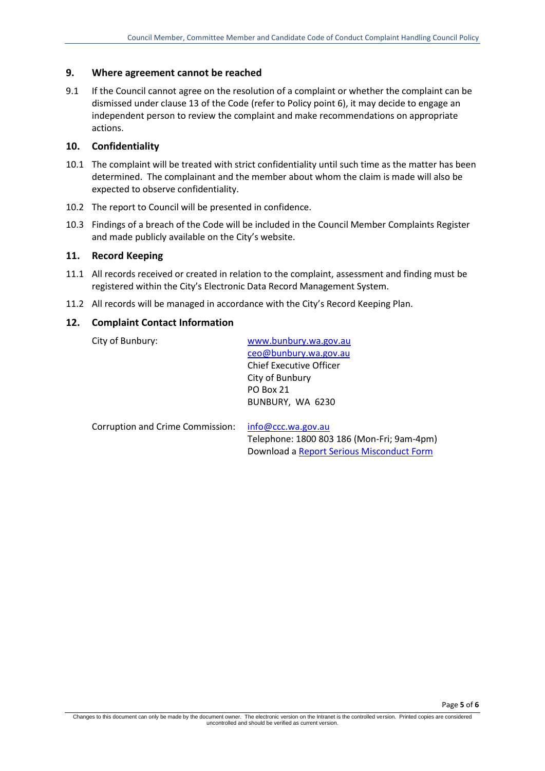## 9. Where agreement cannot be reached

9.1 If the Council cannot agree on the resolution of a complaint or whether the complaint can be dismissed under clause 13 of the Code (refer to Policy point 6), it may decide to engage an independent person to review the complaint and make recommendations on appropriate actions.

## 10. Confidentiality

10.1 The complaint will be treated with strict confidentiality until such time as the matter has been determined. The complainant and the member about whom the claim is made will also be expected to observe confidentiality.

10.2 The report to Council will be presented in confidence.

10.3 Findings of a breach of the Code will be included in the Council Member Complaints Register and made publicly available on the City's website.

## 11. Record Keeping

11.1 All records received or created in relation to the complaint, assessment and finding must be registered within the City's Electronic Data Record Management System.

11.2 All records will be managed in accordance with the City's Record Keeping Plan.

## 12. Complaint Contact Information

| | |
|---|---|
| City of Bunbury: | www.bunbury.wa.gov.au<br>ceo@bunbury.wa.gov.au<br>Chief Executive Officer<br>City of Bunbury<br>PO Box 21<br>BUNBURY, WA 6230 |
| Corruption and Crime Commission: | info@ccc.wa.gov.au<br>Telephone: 1800 803 186 (Mon-Fri; 9am-4pm)<br>Download a Report Serious Misconduct Form |

Changes to this document can only be made by the document owner. The electronic version on the Intranet is the controlled version. Printed copies are considered uncontrolled and should be verified as current version.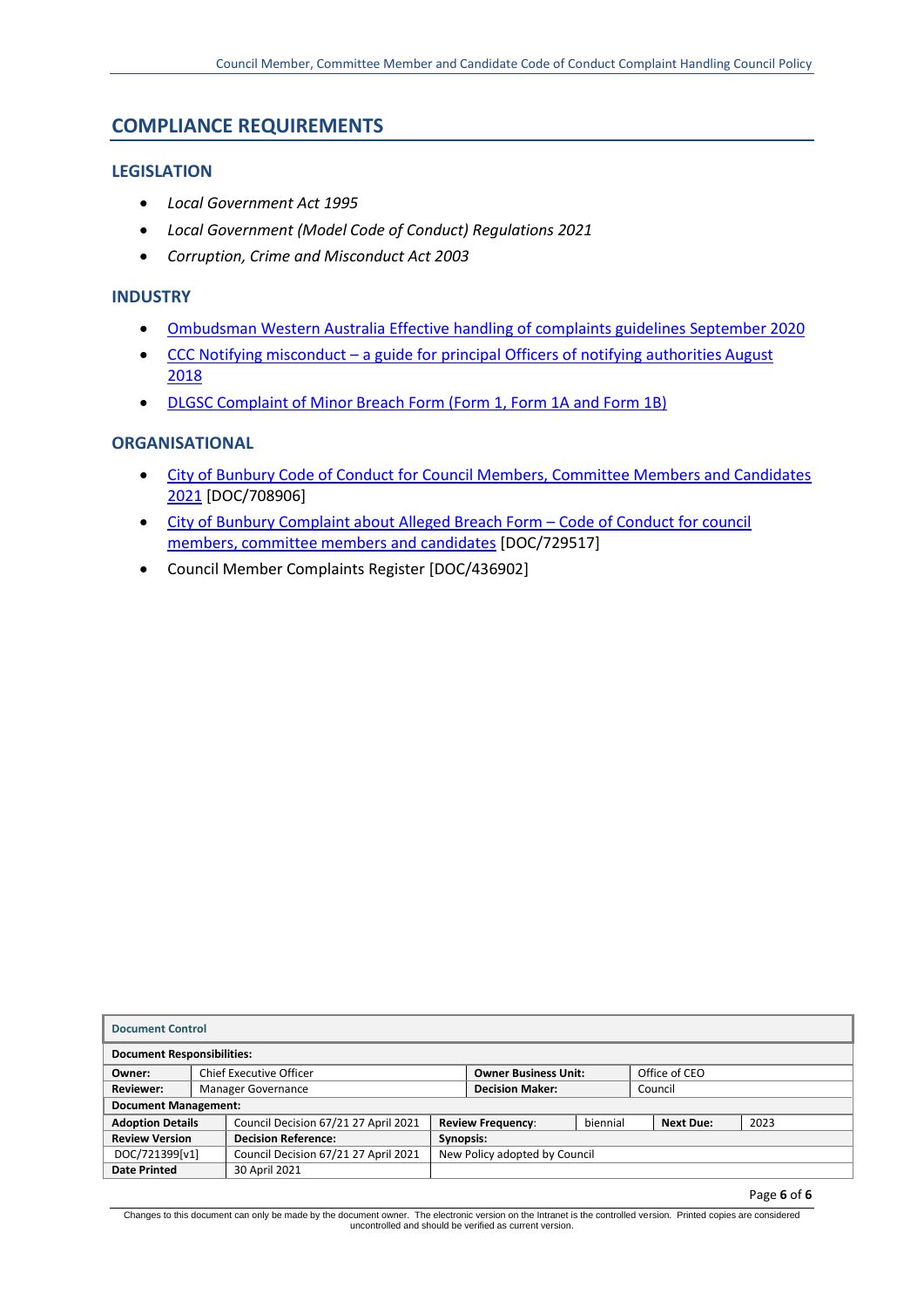## COMPLIANCE REQUIREMENTS

### LEGISLATION

- *Local Government Act 1995*
- *Local Government (Model Code of Conduct) Regulations 2021*
- *Corruption, Crime and Misconduct Act 2003*

### INDUSTRY

- Ombudsman Western Australia Effective handling of complaints guidelines September 2020
- CCC Notifying misconduct – a guide for principal Officers of notifying authorities August 2018
- DLGSC Complaint of Minor Breach Form (Form 1, Form 1A and Form 1B)

### ORGANISATIONAL

- City of Bunbury Code of Conduct for Council Members, Committee Members and Candidates 2021 [DOC/708906]
- City of Bunbury Complaint about Alleged Breach Form – Code of Conduct for council members, committee members and candidates [DOC/729517]
- Council Member Complaints Register [DOC/436902]

| | | | | | |
|---|---|---|---|---|---|
| **Document Control** | | | | | |
| **Document Responsibilities:** | | | | | |
| **Owner:** | Chief Executive Officer | **Owner Business Unit:** | Office of CEO | | |
| **Reviewer:** | Manager Governance | **Decision Maker:** | Council | | |
| **Document Management:** | | | | | |
| **Adoption Details** | Council Decision 67/21 27 April 2021 | **Review Frequency**: | biennial | **Next Due:** | 2023 |
| **Review Version** | **Decision Reference:** | **Synopsis:** | | | |
| DOC/721399[v1] | Council Decision 67/21 27 April 2021 | New Policy adopted by Council | | | |
| **Date Printed** | 30 April 2021 | | | | |

Changes to this document can only be made by the document owner. The electronic version on the Intranet is the controlled version. Printed copies are considered uncontrolled and should be verified as current version.